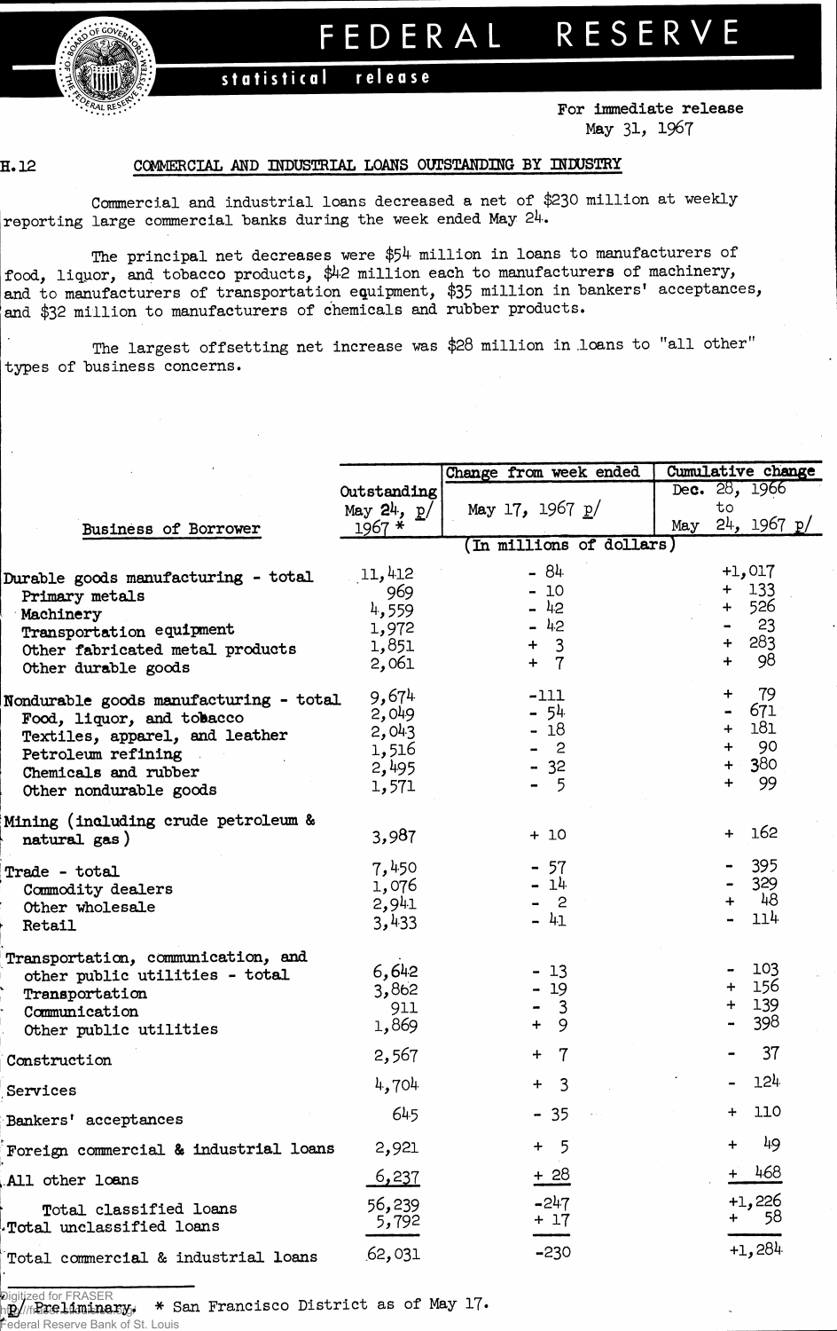# FEDERAL RESERVE

**statistical release**

For immediate release
May 31, 1967

H.12

## COMMERCIAL AND INDUSTRIAL LOANS OUTSTANDING BY INDUSTRY

Commercial and industrial loans decreased a net of $230 million at weekly reporting large commercial banks during the week ended May 24.

The principal net decreases were $54 million in loans to manufacturers of food, liquor, and tobacco products, $42 million each to manufacturers of machinery, and to manufacturers of transportation equipment, $35 million in bankers' acceptances, and $32 million to manufacturers of chemicals and rubber products.

The largest offsetting net increase was $28 million in loans to "all other" types of business concerns.

| Business of Borrower | Outstanding May 24, p/ 1967 * | Change from week ended May 17, 1967 p/ | Cumulative change Dec. 28, 1966 to May 24, 1967 p/ |
|---|---|---|---|
| | (In millions of dollars) | | |
| Durable goods manufacturing - total | 11,412 | - 84 | +1,017 |
| Primary metals | 969 | - 10 | + 133 |
| Machinery | 4,559 | - 42 | + 526 |
| Transportation equipment | 1,972 | - 42 | - 23 |
| Other fabricated metal products | 1,851 | + 3 | + 283 |
| Other durable goods | 2,061 | + 7 | + 98 |
| Nondurable goods manufacturing - total | 9,674 | -111 | + 79 |
| Food, liquor, and tobacco | 2,049 | - 54 | - 671 |
| Textiles, apparel, and leather | 2,043 | - 18 | + 181 |
| Petroleum refining | 1,516 | - 2 | + 90 |
| Chemicals and rubber | 2,495 | - 32 | + 380 |
| Other nondurable goods | 1,571 | - 5 | + 99 |
| Mining (including crude petroleum & natural gas) | 3,987 | + 10 | + 162 |
| Trade - total | 7,450 | - 57 | - 395 |
| Commodity dealers | 1,076 | - 14 | - 329 |
| Other wholesale | 2,941 | - 2 | + 48 |
| Retail | 3,433 | - 41 | - 114 |
| Transportation, communication, and other public utilities - total | 6,642 | - 13 | - 103 |
| Transportation | 3,862 | - 19 | + 156 |
| Communication | 911 | - 3 | + 139 |
| Other public utilities | 1,869 | + 9 | - 398 |
| Construction | 2,567 | + 7 | - 37 |
| Services | 4,704 | + 3 | - 124 |
| Bankers' acceptances | 645 | - 35 | + 110 |
| Foreign commercial & industrial loans | 2,921 | + 5 | + 49 |
| All other loans | 6,237 | + 28 | + 468 |
| Total classified loans | 56,239 | -247 | +1,226 |
| Total unclassified loans | 5,792 | + 17 | + 58 |
| Total commercial & industrial loans | 62,031 | -230 | +1,284 |

p/ Preliminary. * San Francisco District as of May 17.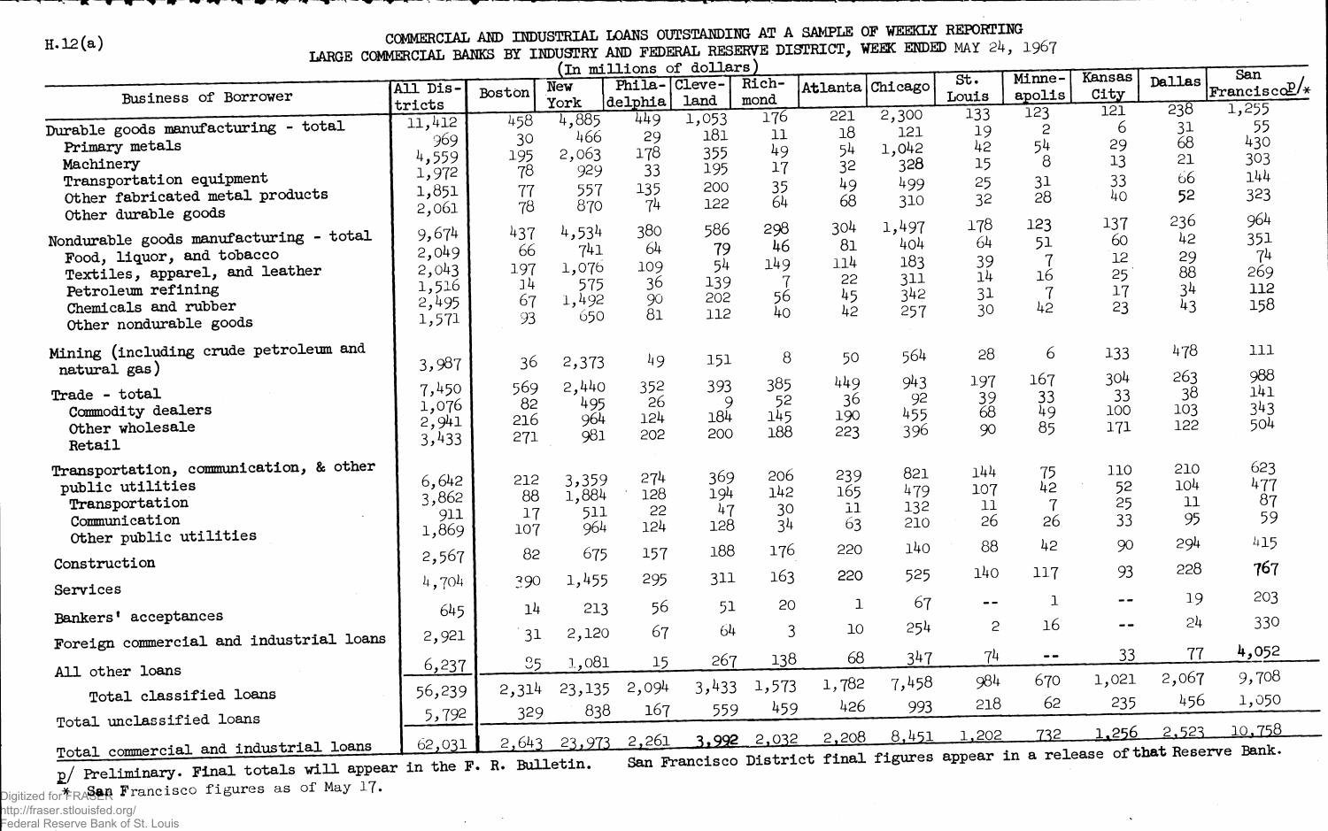H.12(a)

# COMMERCIAL AND INDUSTRIAL LOANS OUTSTANDING AT A SAMPLE OF WEEKLY REPORTING LARGE COMMERCIAL BANKS BY INDUSTRY AND FEDERAL RESERVE DISTRICT, WEEK ENDED MAY 24, 1967

(In millions of dollars)

| Business of Borrower | All Districts | Boston | New York | Philadelphia | Cleveland | Richmond | Atlanta | Chicago | St. Louis | Minneapolis | Kansas City | Dallas | San Francisco p/* |
|---|---|---|---|---|---|---|---|---|---|---|---|---|---|
| Durable goods manufacturing - total | 11,412 | 458 | 4,885 | 449 | 1,053 | 176 | 221 | 2,300 | 133 | 123 | 121 | 238 | 1,255 |
| Primary metals | 969 | 30 | 466 | 29 | 181 | 11 | 18 | 121 | 19 | 2 | 6 | 31 | 55 |
| Machinery | 4,559 | 195 | 2,063 | 178 | 355 | 49 | 54 | 1,042 | 42 | 54 | 29 | 68 | 430 |
| Transportation equipment | 1,972 | 78 | 929 | 33 | 195 | 17 | 32 | 328 | 15 | 8 | 13 | 21 | 303 |
| Other fabricated metal products | 1,851 | 77 | 557 | 135 | 200 | 35 | 49 | 499 | 25 | 31 | 33 | 66 | 144 |
| Other durable goods | 2,061 | 78 | 870 | 74 | 122 | 64 | 68 | 310 | 32 | 28 | 40 | 52 | 323 |
| Nondurable goods manufacturing - total | 9,674 | 437 | 4,534 | 380 | 586 | 298 | 304 | 1,497 | 178 | 123 | 137 | 236 | 964 |
| Food, liquor, and tobacco | 2,049 | 66 | 741 | 64 | 79 | 46 | 81 | 404 | 64 | 51 | 60 | 42 | 351 |
| Textiles, apparel, and leather | 2,043 | 197 | 1,076 | 109 | 54 | 149 | 114 | 183 | 39 | 7 | 12 | 29 | 74 |
| Petroleum refining | 1,516 | 14 | 575 | 36 | 139 | 7 | 22 | 311 | 14 | 16 | 25 | 88 | 269 |
| Chemicals and rubber | 2,495 | 67 | 1,492 | 90 | 202 | 56 | 45 | 342 | 31 | 7 | 17 | 34 | 112 |
| Other nondurable goods | 1,571 | 93 | 650 | 81 | 112 | 40 | 42 | 257 | 30 | 42 | 23 | 43 | 158 |
| Mining (including crude petroleum and natural gas) | 3,987 | 36 | 2,373 | 49 | 151 | 8 | 50 | 564 | 28 | 6 | 133 | 478 | 111 |
| Trade - total | 7,450 | 569 | 2,440 | 352 | 393 | 385 | 449 | 943 | 197 | 167 | 304 | 263 | 988 |
| Commodity dealers | 1,076 | 82 | 495 | 26 | 9 | 52 | 36 | 92 | 39 | 33 | 33 | 38 | 141 |
| Other wholesale | 2,941 | 216 | 964 | 124 | 184 | 145 | 190 | 455 | 68 | 49 | 100 | 103 | 343 |
| Retail | 3,433 | 271 | 981 | 202 | 200 | 188 | 223 | 396 | 90 | 85 | 171 | 122 | 504 |
| Transportation, communication, & other public utilities | 6,642 | 212 | 3,359 | 274 | 369 | 206 | 239 | 821 | 144 | 75 | 110 | 210 | 623 |
| Transportation | 3,862 | 88 | 1,884 | 128 | 194 | 142 | 165 | 479 | 107 | 42 | 52 | 104 | 477 |
| Communication | 911 | 17 | 511 | 22 | 47 | 30 | 11 | 132 | 11 | 7 | 25 | 11 | 87 |
| Other public utilities | 1,869 | 107 | 964 | 124 | 128 | 34 | 63 | 210 | 26 | 26 | 33 | 95 | 59 |
| Construction | 2,567 | 82 | 675 | 157 | 188 | 176 | 220 | 140 | 88 | 42 | 90 | 294 | 415 |
| Services | 4,704 | 390 | 1,455 | 295 | 311 | 163 | 220 | 525 | 140 | 117 | 93 | 228 | 767 |
| Bankers' acceptances | 645 | 14 | 213 | 56 | 51 | 20 | 1 | 67 | -- | 1 | -- | 19 | 203 |
| Foreign commercial and industrial loans | 2,921 | 31 | 2,120 | 67 | 64 | 3 | 10 | 254 | 2 | 16 | -- | 24 | 330 |
| All other loans | 6,237 | 35 | 1,081 | 15 | 267 | 138 | 68 | 347 | 74 | -- | 33 | 77 | 4,052 |
| Total classified loans | 56,239 | 2,314 | 23,135 | 2,094 | 3,433 | 1,573 | 1,782 | 7,458 | 984 | 670 | 1,021 | 2,067 | 9,708 |
| Total unclassified loans | 5,792 | 329 | 838 | 167 | 559 | 459 | 426 | 993 | 218 | 62 | 235 | 456 | 1,050 |
| Total commercial and industrial loans | 62,031 | 2,643 | 23,973 | 2,261 | 3,992 | 2,032 | 2,208 | 8,451 | 1,202 | 732 | 1,256 | 2,523 | 10,758 |

p/ Preliminary. Final totals will appear in the F. R. Bulletin. San Francisco District final figures appear in a release of that Reserve Bank.

\* San Francisco figures as of May 17.